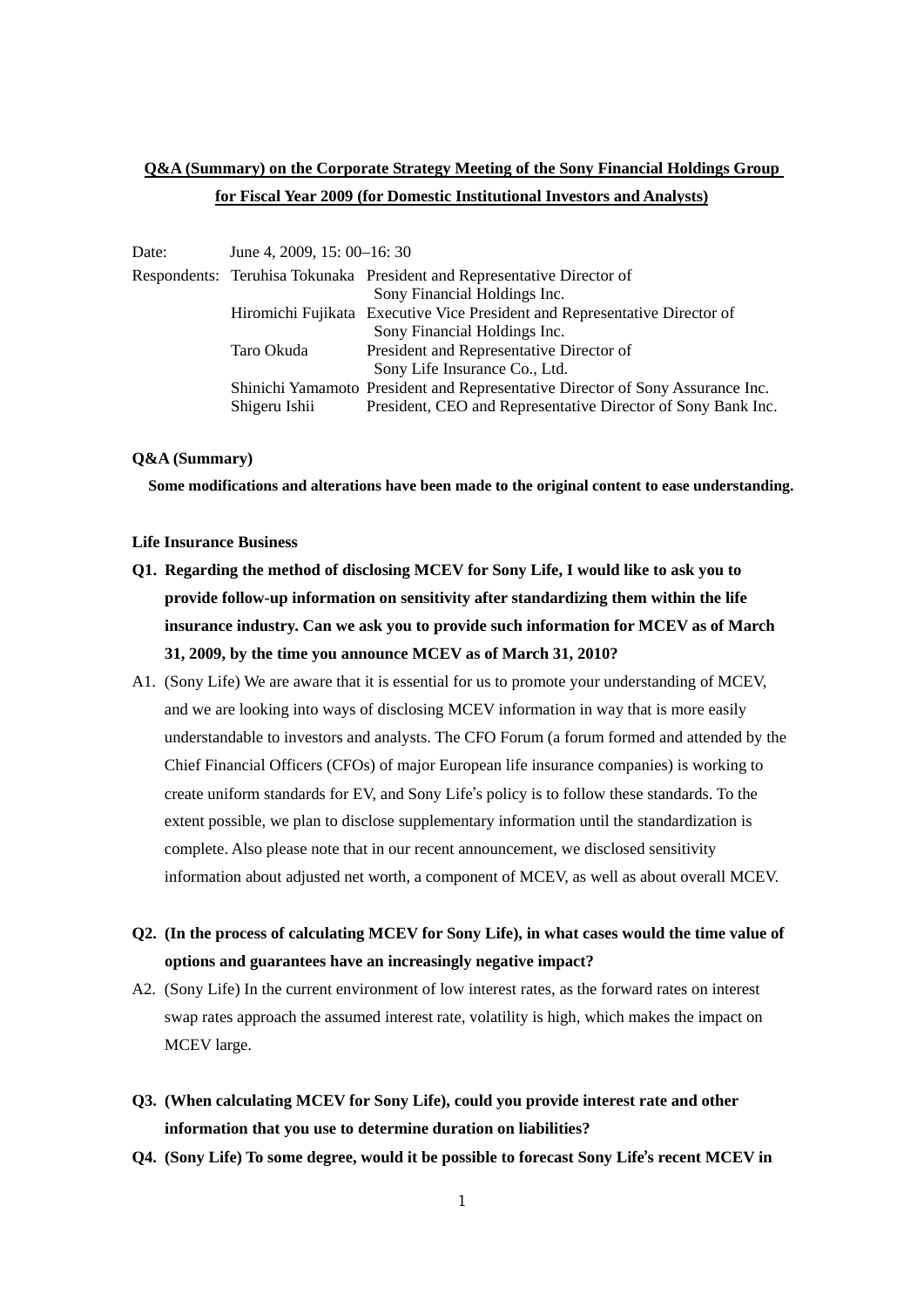**Q&A (Summary) on the Corporate Strategy Meeting of the Sony Financial Holdings Group for Fiscal Year 2009 (for Domestic Institutional Investors and Analysts)**

Date: June 4, 2009, 15: 00–16: 30

Respondents:
- Teruhisa Tokunaka — President and Representative Director of Sony Financial Holdings Inc.
- Hiromichi Fujikata — Executive Vice President and Representative Director of Sony Financial Holdings Inc.
- Taro Okuda — President and Representative Director of Sony Life Insurance Co., Ltd.
- Shinichi Yamamoto — President and Representative Director of Sony Assurance Inc.
- Shigeru Ishii — President, CEO and Representative Director of Sony Bank Inc.

**Q&A (Summary)**

**Some modifications and alterations have been made to the original content to ease understanding.**

**Life Insurance Business**

**Q1. Regarding the method of disclosing MCEV for Sony Life, I would like to ask you to provide follow-up information on sensitivity after standardizing them within the life insurance industry. Can we ask you to provide such information for MCEV as of March 31, 2009, by the time you announce MCEV as of March 31, 2010?**

A1. (Sony Life) We are aware that it is essential for us to promote your understanding of MCEV, and we are looking into ways of disclosing MCEV information in way that is more easily understandable to investors and analysts. The CFO Forum (a forum formed and attended by the Chief Financial Officers (CFOs) of major European life insurance companies) is working to create uniform standards for EV, and Sony Life's policy is to follow these standards. To the extent possible, we plan to disclose supplementary information until the standardization is complete. Also please note that in our recent announcement, we disclosed sensitivity information about adjusted net worth, a component of MCEV, as well as about overall MCEV.

**Q2. (In the process of calculating MCEV for Sony Life), in what cases would the time value of options and guarantees have an increasingly negative impact?**

A2. (Sony Life) In the current environment of low interest rates, as the forward rates on interest swap rates approach the assumed interest rate, volatility is high, which makes the impact on MCEV large.

**Q3. (When calculating MCEV for Sony Life), could you provide interest rate and other information that you use to determine duration on liabilities?**

**Q4. (Sony Life) To some degree, would it be possible to forecast Sony Life's recent MCEV in**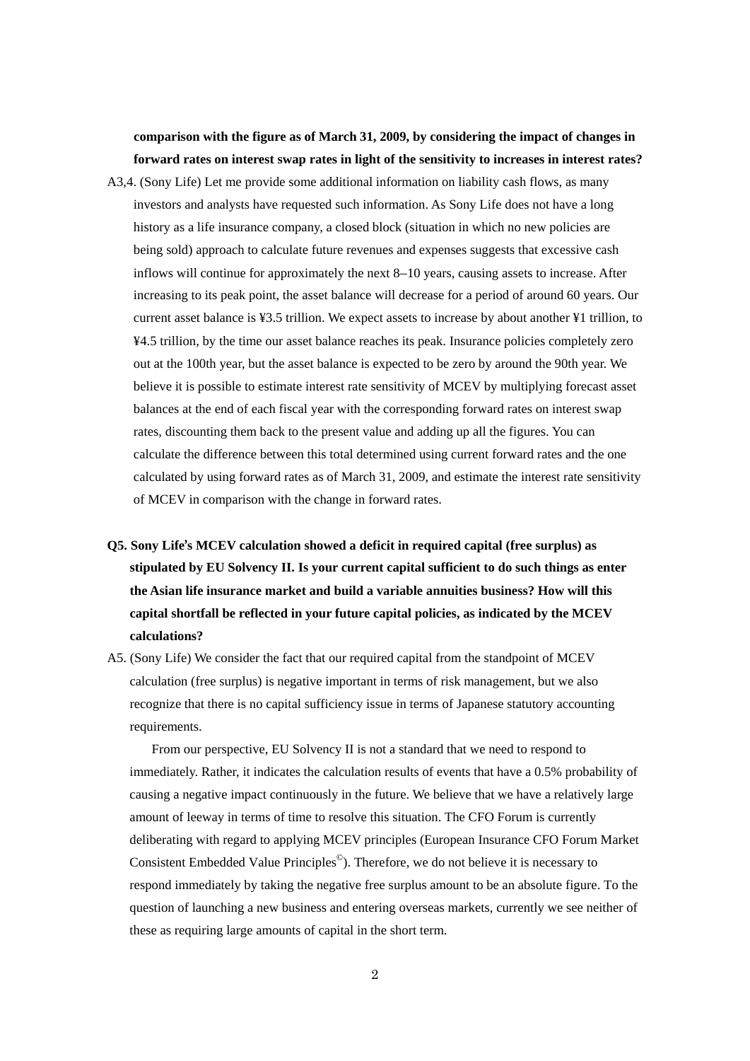**comparison with the figure as of March 31, 2009, by considering the impact of changes in forward rates on interest swap rates in light of the sensitivity to increases in interest rates?**

A3,4. (Sony Life) Let me provide some additional information on liability cash flows, as many investors and analysts have requested such information. As Sony Life does not have a long history as a life insurance company, a closed block (situation in which no new policies are being sold) approach to calculate future revenues and expenses suggests that excessive cash inflows will continue for approximately the next 8–10 years, causing assets to increase. After increasing to its peak point, the asset balance will decrease for a period of around 60 years. Our current asset balance is ¥3.5 trillion. We expect assets to increase by about another ¥1 trillion, to ¥4.5 trillion, by the time our asset balance reaches its peak. Insurance policies completely zero out at the 100th year, but the asset balance is expected to be zero by around the 90th year. We believe it is possible to estimate interest rate sensitivity of MCEV by multiplying forecast asset balances at the end of each fiscal year with the corresponding forward rates on interest swap rates, discounting them back to the present value and adding up all the figures. You can calculate the difference between this total determined using current forward rates and the one calculated by using forward rates as of March 31, 2009, and estimate the interest rate sensitivity of MCEV in comparison with the change in forward rates.

**Q5. Sony Life's MCEV calculation showed a deficit in required capital (free surplus) as stipulated by EU Solvency II. Is your current capital sufficient to do such things as enter the Asian life insurance market and build a variable annuities business? How will this capital shortfall be reflected in your future capital policies, as indicated by the MCEV calculations?**

A5. (Sony Life) We consider the fact that our required capital from the standpoint of MCEV calculation (free surplus) is negative important in terms of risk management, but we also recognize that there is no capital sufficiency issue in terms of Japanese statutory accounting requirements.

From our perspective, EU Solvency II is not a standard that we need to respond to immediately. Rather, it indicates the calculation results of events that have a 0.5% probability of causing a negative impact continuously in the future. We believe that we have a relatively large amount of leeway in terms of time to resolve this situation. The CFO Forum is currently deliberating with regard to applying MCEV principles (European Insurance CFO Forum Market Consistent Embedded Value Principles©). Therefore, we do not believe it is necessary to respond immediately by taking the negative free surplus amount to be an absolute figure. To the question of launching a new business and entering overseas markets, currently we see neither of these as requiring large amounts of capital in the short term.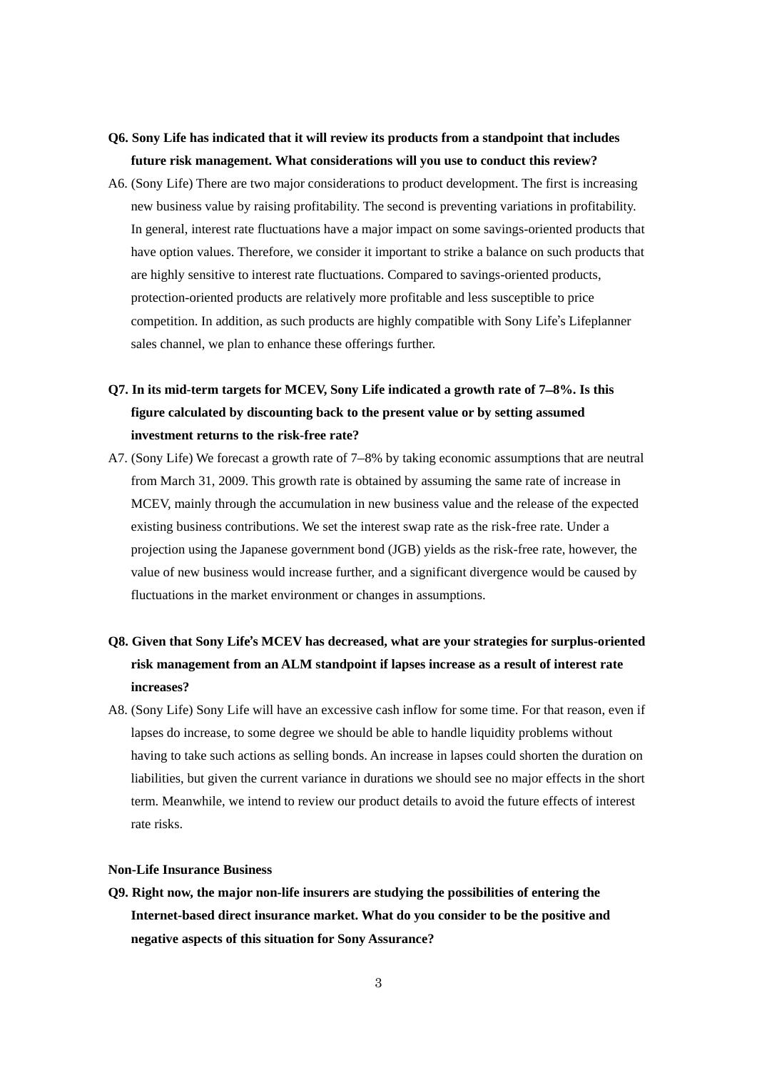**Q6. Sony Life has indicated that it will review its products from a standpoint that includes future risk management. What considerations will you use to conduct this review?**

A6. (Sony Life) There are two major considerations to product development. The first is increasing new business value by raising profitability. The second is preventing variations in profitability. In general, interest rate fluctuations have a major impact on some savings-oriented products that have option values. Therefore, we consider it important to strike a balance on such products that are highly sensitive to interest rate fluctuations. Compared to savings-oriented products, protection-oriented products are relatively more profitable and less susceptible to price competition. In addition, as such products are highly compatible with Sony Life's Lifeplanner sales channel, we plan to enhance these offerings further.

**Q7. In its mid-term targets for MCEV, Sony Life indicated a growth rate of 7–8%. Is this figure calculated by discounting back to the present value or by setting assumed investment returns to the risk-free rate?**

A7. (Sony Life) We forecast a growth rate of 7–8% by taking economic assumptions that are neutral from March 31, 2009. This growth rate is obtained by assuming the same rate of increase in MCEV, mainly through the accumulation in new business value and the release of the expected existing business contributions. We set the interest swap rate as the risk-free rate. Under a projection using the Japanese government bond (JGB) yields as the risk-free rate, however, the value of new business would increase further, and a significant divergence would be caused by fluctuations in the market environment or changes in assumptions.

**Q8. Given that Sony Life's MCEV has decreased, what are your strategies for surplus-oriented risk management from an ALM standpoint if lapses increase as a result of interest rate increases?**

A8. (Sony Life) Sony Life will have an excessive cash inflow for some time. For that reason, even if lapses do increase, to some degree we should be able to handle liquidity problems without having to take such actions as selling bonds. An increase in lapses could shorten the duration on liabilities, but given the current variance in durations we should see no major effects in the short term. Meanwhile, we intend to review our product details to avoid the future effects of interest rate risks.

**Non-Life Insurance Business**

**Q9. Right now, the major non-life insurers are studying the possibilities of entering the Internet-based direct insurance market. What do you consider to be the positive and negative aspects of this situation for Sony Assurance?**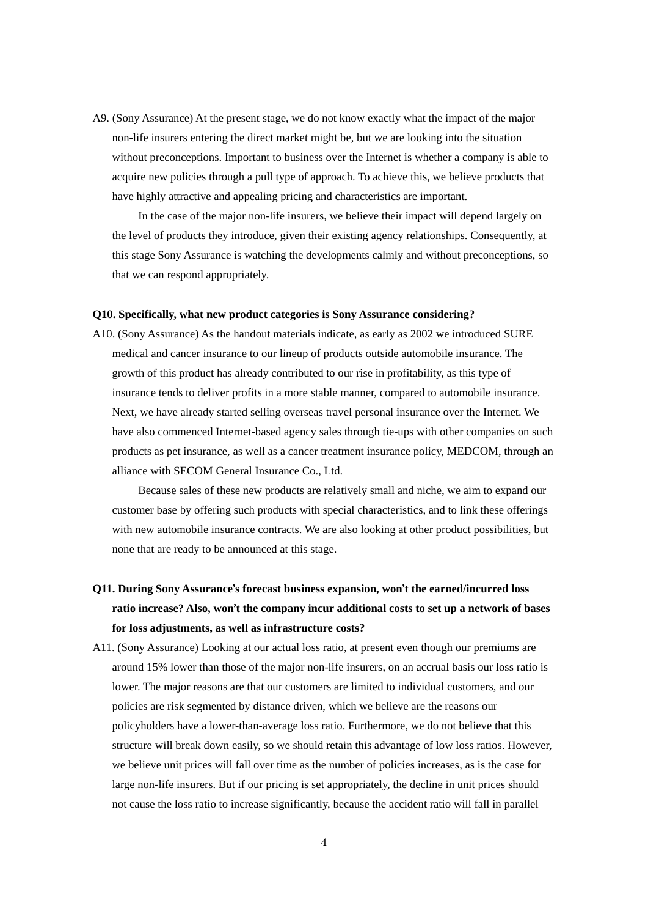A9. (Sony Assurance) At the present stage, we do not know exactly what the impact of the major non-life insurers entering the direct market might be, but we are looking into the situation without preconceptions. Important to business over the Internet is whether a company is able to acquire new policies through a pull type of approach. To achieve this, we believe products that have highly attractive and appealing pricing and characteristics are important.

In the case of the major non-life insurers, we believe their impact will depend largely on the level of products they introduce, given their existing agency relationships. Consequently, at this stage Sony Assurance is watching the developments calmly and without preconceptions, so that we can respond appropriately.

**Q10. Specifically, what new product categories is Sony Assurance considering?**

A10. (Sony Assurance) As the handout materials indicate, as early as 2002 we introduced SURE medical and cancer insurance to our lineup of products outside automobile insurance. The growth of this product has already contributed to our rise in profitability, as this type of insurance tends to deliver profits in a more stable manner, compared to automobile insurance. Next, we have already started selling overseas travel personal insurance over the Internet. We have also commenced Internet-based agency sales through tie-ups with other companies on such products as pet insurance, as well as a cancer treatment insurance policy, MEDCOM, through an alliance with SECOM General Insurance Co., Ltd.

Because sales of these new products are relatively small and niche, we aim to expand our customer base by offering such products with special characteristics, and to link these offerings with new automobile insurance contracts. We are also looking at other product possibilities, but none that are ready to be announced at this stage.

**Q11. During Sony Assurance's forecast business expansion, won't the earned/incurred loss ratio increase? Also, won't the company incur additional costs to set up a network of bases for loss adjustments, as well as infrastructure costs?**

A11. (Sony Assurance) Looking at our actual loss ratio, at present even though our premiums are around 15% lower than those of the major non-life insurers, on an accrual basis our loss ratio is lower. The major reasons are that our customers are limited to individual customers, and our policies are risk segmented by distance driven, which we believe are the reasons our policyholders have a lower-than-average loss ratio. Furthermore, we do not believe that this structure will break down easily, so we should retain this advantage of low loss ratios. However, we believe unit prices will fall over time as the number of policies increases, as is the case for large non-life insurers. But if our pricing is set appropriately, the decline in unit prices should not cause the loss ratio to increase significantly, because the accident ratio will fall in parallel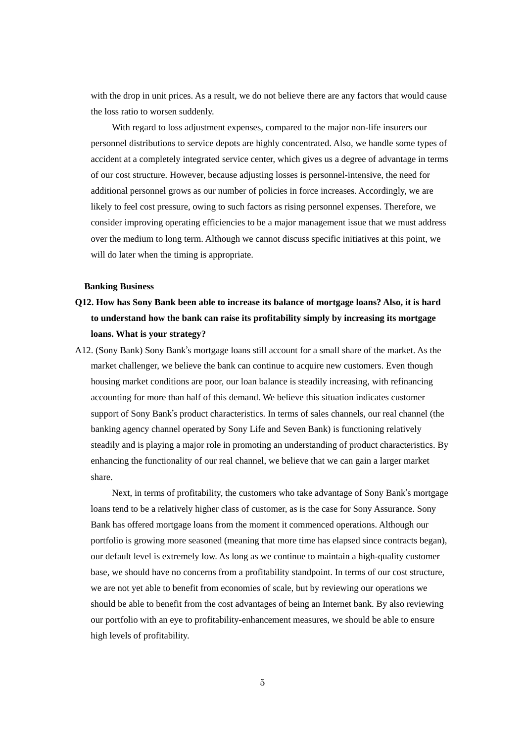with the drop in unit prices. As a result, we do not believe there are any factors that would cause the loss ratio to worsen suddenly.

With regard to loss adjustment expenses, compared to the major non-life insurers our personnel distributions to service depots are highly concentrated. Also, we handle some types of accident at a completely integrated service center, which gives us a degree of advantage in terms of our cost structure. However, because adjusting losses is personnel-intensive, the need for additional personnel grows as our number of policies in force increases. Accordingly, we are likely to feel cost pressure, owing to such factors as rising personnel expenses. Therefore, we consider improving operating efficiencies to be a major management issue that we must address over the medium to long term. Although we cannot discuss specific initiatives at this point, we will do later when the timing is appropriate.

**Banking Business**

**Q12. How has Sony Bank been able to increase its balance of mortgage loans? Also, it is hard to understand how the bank can raise its profitability simply by increasing its mortgage loans. What is your strategy?**

A12. (Sony Bank) Sony Bank's mortgage loans still account for a small share of the market. As the market challenger, we believe the bank can continue to acquire new customers. Even though housing market conditions are poor, our loan balance is steadily increasing, with refinancing accounting for more than half of this demand. We believe this situation indicates customer support of Sony Bank's product characteristics. In terms of sales channels, our real channel (the banking agency channel operated by Sony Life and Seven Bank) is functioning relatively steadily and is playing a major role in promoting an understanding of product characteristics. By enhancing the functionality of our real channel, we believe that we can gain a larger market share.

Next, in terms of profitability, the customers who take advantage of Sony Bank's mortgage loans tend to be a relatively higher class of customer, as is the case for Sony Assurance. Sony Bank has offered mortgage loans from the moment it commenced operations. Although our portfolio is growing more seasoned (meaning that more time has elapsed since contracts began), our default level is extremely low. As long as we continue to maintain a high-quality customer base, we should have no concerns from a profitability standpoint. In terms of our cost structure, we are not yet able to benefit from economies of scale, but by reviewing our operations we should be able to benefit from the cost advantages of being an Internet bank. By also reviewing our portfolio with an eye to profitability-enhancement measures, we should be able to ensure high levels of profitability.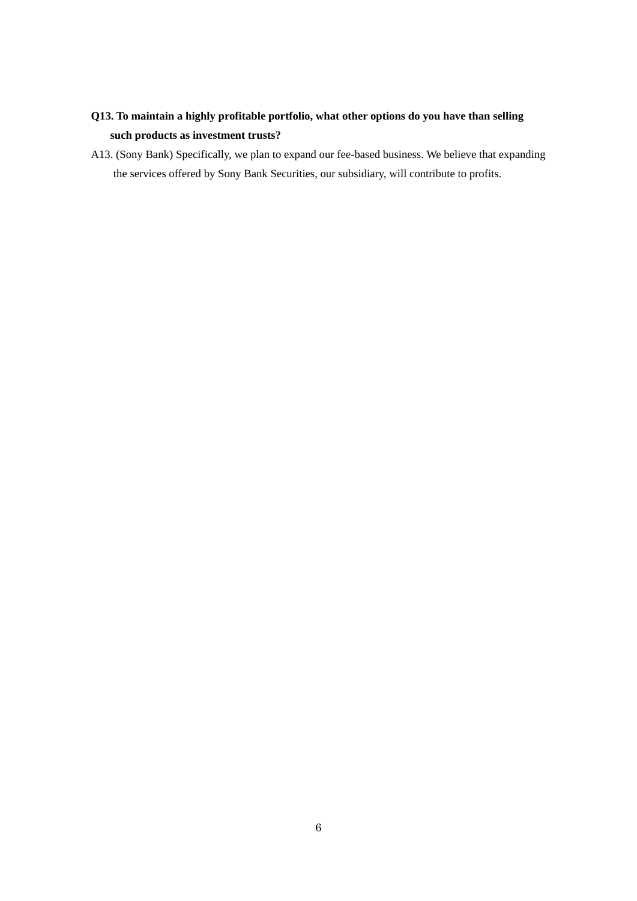**Q13. To maintain a highly profitable portfolio, what other options do you have than selling such products as investment trusts?**

A13. (Sony Bank) Specifically, we plan to expand our fee-based business. We believe that expanding the services offered by Sony Bank Securities, our subsidiary, will contribute to profits.